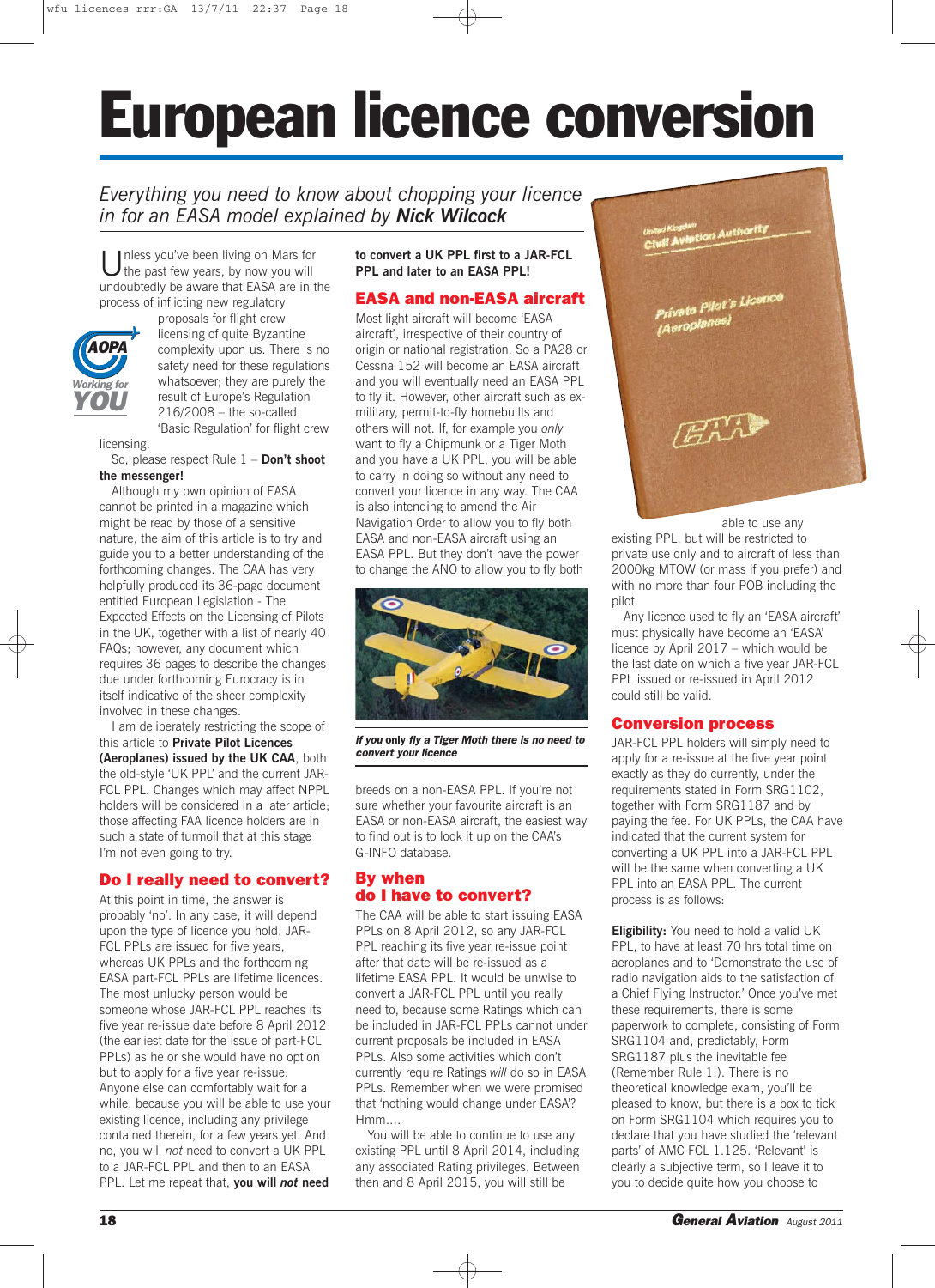# European licence conversion

*Everything you need to know about chopping your licence in for an EASA model explained by* ***Nick Wilcock***

Unless you've been living on Mars for the past few years, by now you will undoubtedly be aware that EASA are in the process of inflicting new regulatory proposals for flight crew licensing of quite Byzantine complexity upon us. There is no safety need for these regulations whatsoever; they are purely the result of Europe's Regulation 216/2008 – the so-called 'Basic Regulation' for flight crew licensing.

So, please respect Rule 1 – **Don't shoot the messenger!**

Although my own opinion of EASA cannot be printed in a magazine which might be read by those of a sensitive nature, the aim of this article is to try and guide you to a better understanding of the forthcoming changes. The CAA has very helpfully produced its 36-page document entitled European Legislation - The Expected Effects on the Licensing of Pilots in the UK, together with a list of nearly 40 FAQs; however, any document which requires 36 pages to describe the changes due under forthcoming Eurocracy is in itself indicative of the sheer complexity involved in these changes.

I am deliberately restricting the scope of this article to **Private Pilot Licences (Aeroplanes) issued by the UK CAA**, both the old-style 'UK PPL' and the current JAR-FCL PPL. Changes which may affect NPPL holders will be considered in a later article; those affecting FAA licence holders are in such a state of turmoil that at this stage I'm not even going to try.

## Do I really need to convert?

At this point in time, the answer is probably 'no'. In any case, it will depend upon the type of licence you hold. JAR-FCL PPLs are issued for five years, whereas UK PPLs and the forthcoming EASA part-FCL PPLs are lifetime licences. The most unlucky person would be someone whose JAR-FCL PPL reaches its five year re-issue date before 8 April 2012 (the earliest date for the issue of part-FCL PPLs) as he or she would have no option but to apply for a five year re-issue. Anyone else can comfortably wait for a while, because you will be able to use your existing licence, including any privilege contained therein, for a few years yet. And no, you will *not* need to convert a UK PPL to a JAR-FCL PPL and then to an EASA PPL. Let me repeat that, **you will *not* need to convert a UK PPL first to a JAR-FCL PPL and later to an EASA PPL!**

## EASA and non-EASA aircraft

Most light aircraft will become 'EASA aircraft', irrespective of their country of origin or national registration. So a PA28 or Cessna 152 will become an EASA aircraft and you will eventually need an EASA PPL to fly it. However, other aircraft such as ex-military, permit-to-fly homebuilts and others will not. If, for example you *only* want to fly a Chipmunk or a Tiger Moth and you have a UK PPL, you will be able to carry in doing so without any need to convert your licence in any way. The CAA is also intending to amend the Air Navigation Order to allow you to fly both EASA and non-EASA aircraft using an EASA PPL. But they don't have the power to change the ANO to allow you to fly both breeds on a non-EASA PPL. If you're not sure whether your favourite aircraft is an EASA or non-EASA aircraft, the easiest way to find out is to look it up on the CAA's G-INFO database.

***If you only fly a Tiger Moth there is no need to convert your licence***

## By when do I have to convert?

The CAA will be able to start issuing EASA PPLs on 8 April 2012, so any JAR-FCL PPL reaching its five year re-issue point after that date will be re-issued as a lifetime EASA PPL. It would be unwise to convert a JAR-FCL PPL until you really need to, because some Ratings which can be included in JAR-FCL PPLs cannot under current proposals be included in EASA PPLs. Also some activities which don't currently require Ratings *will* do so in EASA PPLs. Remember when we were promised that 'nothing would change under EASA'? Hmm....

You will be able to continue to use any existing PPL until 8 April 2014, including any associated Rating privileges. Between then and 8 April 2015, you will still be able to use any existing PPL, but will be restricted to private use only and to aircraft of less than 2000kg MTOW (or mass if you prefer) and with no more than four POB including the pilot.

Any licence used to fly an 'EASA aircraft' must physically have become an 'EASA' licence by April 2017 – which would be the last date on which a five year JAR-FCL PPL issued or re-issued in April 2012 could still be valid.

## Conversion process

JAR-FCL PPL holders will simply need to apply for a re-issue at the five year point exactly as they do currently, under the requirements stated in Form SRG1102, together with Form SRG1187 and by paying the fee. For UK PPLs, the CAA have indicated that the current system for converting a UK PPL into a JAR-FCL PPL will be the same when converting a UK PPL into an EASA PPL. The current process is as follows:

**Eligibility:** You need to hold a valid UK PPL, to have at least 70 hrs total time on aeroplanes and to 'Demonstrate the use of radio navigation aids to the satisfaction of a Chief Flying Instructor.' Once you've met these requirements, there is some paperwork to complete, consisting of Form SRG1104 and, predictably, Form SRG1187 plus the inevitable fee (Remember Rule 1!). There is no theoretical knowledge exam, you'll be pleased to know, but there is a box to tick on Form SRG1104 which requires you to declare that you have studied the 'relevant parts' of AMC FCL 1.125. 'Relevant' is clearly a subjective term, so I leave it to you to decide quite how you choose to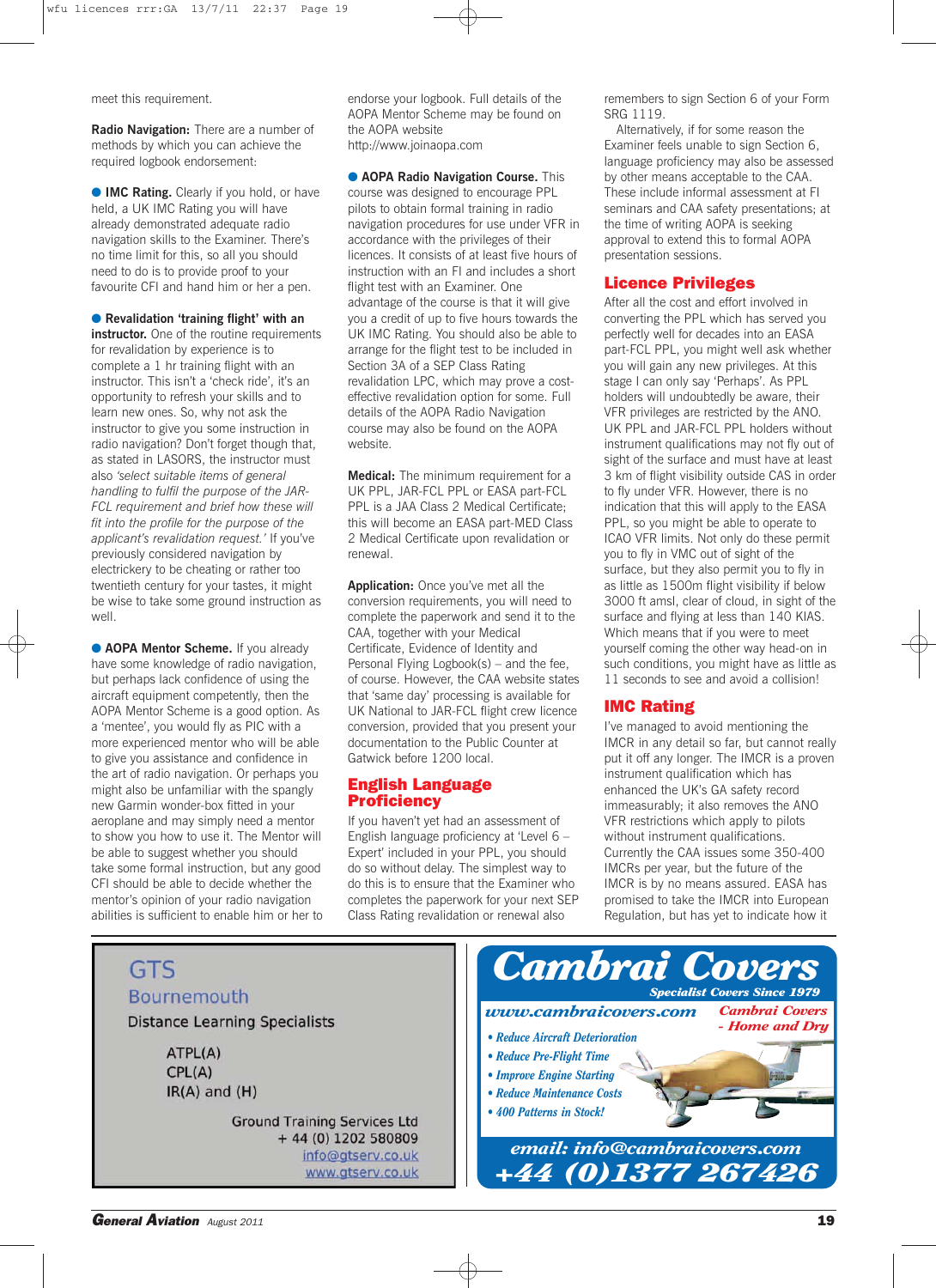meet this requirement.

**Radio Navigation:** There are a number of methods by which you can achieve the required logbook endorsement:

- **IMC Rating.** Clearly if you hold, or have held, a UK IMC Rating you will have already demonstrated adequate radio navigation skills to the Examiner. There's no time limit for this, so all you should need to do is to provide proof to your favourite CFI and hand him or her a pen.

- **Revalidation 'training flight' with an instructor.** One of the routine requirements for revalidation by experience is to complete a 1 hr training flight with an instructor. This isn't a 'check ride', it's an opportunity to refresh your skills and to learn new ones. So, why not ask the instructor to give you some instruction in radio navigation? Don't forget though that, as stated in LASORS, the instructor must also *'select suitable items of general handling to fulfil the purpose of the JAR-FCL requirement and brief how these will fit into the profile for the purpose of the applicant's revalidation request.'* If you've previously considered navigation by electrickery to be cheating or rather too twentieth century for your tastes, it might be wise to take some ground instruction as well.

- **AOPA Mentor Scheme.** If you already have some knowledge of radio navigation, but perhaps lack confidence of using the aircraft equipment competently, then the AOPA Mentor Scheme is a good option. As a 'mentee', you would fly as PIC with a more experienced mentor who will be able to give you assistance and confidence in the art of radio navigation. Or perhaps you might also be unfamiliar with the spangly new Garmin wonder-box fitted in your aeroplane and may simply need a mentor to show you how to use it. The Mentor will be able to suggest whether you should take some formal instruction, but any good CFI should be able to decide whether the mentor's opinion of your radio navigation abilities is sufficient to enable him or her to endorse your logbook. Full details of the AOPA Mentor Scheme may be found on the AOPA website http://www.joinaopa.com

- **AOPA Radio Navigation Course.** This course was designed to encourage PPL pilots to obtain formal training in radio navigation procedures for use under VFR in accordance with the privileges of their licences. It consists of at least five hours of instruction with an FI and includes a short flight test with an Examiner. One advantage of the course is that it will give you a credit of up to five hours towards the UK IMC Rating. You should also be able to arrange for the flight test to be included in Section 3A of a SEP Class Rating revalidation LPC, which may prove a cost-effective revalidation option for some. Full details of the AOPA Radio Navigation course may also be found on the AOPA website.

**Medical:** The minimum requirement for a UK PPL, JAR-FCL PPL or EASA part-FCL PPL is a JAA Class 2 Medical Certificate; this will become an EASA part-MED Class 2 Medical Certificate upon revalidation or renewal.

**Application:** Once you've met all the conversion requirements, you will need to complete the paperwork and send it to the CAA, together with your Medical Certificate, Evidence of Identity and Personal Flying Logbook(s) – and the fee, of course. However, the CAA website states that 'same day' processing is available for UK National to JAR-FCL flight crew licence conversion, provided that you present your documentation to the Public Counter at Gatwick before 1200 local.

## English Language Proficiency

If you haven't yet had an assessment of English language proficiency at 'Level 6 – Expert' included in your PPL, you should do so without delay. The simplest way to do this is to ensure that the Examiner who completes the paperwork for your next SEP Class Rating revalidation or renewal also remembers to sign Section 6 of your Form SRG 1119.

Alternatively, if for some reason the Examiner feels unable to sign Section 6, language proficiency may also be assessed by other means acceptable to the CAA. These include informal assessment at FI seminars and CAA safety presentations; at the time of writing AOPA is seeking approval to extend this to formal AOPA presentation sessions.

## Licence Privileges

After all the cost and effort involved in converting the PPL which has served you perfectly well for decades into an EASA part-FCL PPL, you might well ask whether you will gain any new privileges. At this stage I can only say 'Perhaps'. As PPL holders will undoubtedly be aware, their VFR privileges are restricted by the ANO. UK PPL and JAR-FCL PPL holders without instrument qualifications may not fly out of sight of the surface and must have at least 3 km of flight visibility outside CAS in order to fly under VFR. However, there is no indication that this will apply to the EASA PPL, so you might be able to operate to ICAO VFR limits. Not only do these permit you to fly in VMC out of sight of the surface, but they also permit you to fly in as little as 1500m flight visibility if below 3000 ft amsl, clear of cloud, in sight of the surface and flying at less than 140 KIAS. Which means that if you were to meet yourself coming the other way head-on in such conditions, you might have as little as 11 seconds to see and avoid a collision!

## IMC Rating

I've managed to avoid mentioning the IMCR in any detail so far, but cannot really put it off any longer. The IMCR is a proven instrument qualification which has enhanced the UK's GA safety record immeasurably; it also removes the ANO VFR restrictions which apply to pilots without instrument qualifications. Currently the CAA issues some 350-400 IMCRs per year, but the future of the IMCR is by no means assured. EASA has promised to take the IMCR into European Regulation, but has yet to indicate how it

GTS Bournemouth
Distance Learning Specialists

ATPL(A)
CPL(A)
IR(A) and (H)

Ground Training Services Ltd
+ 44 (0) 1202 580809
info@gtserv.co.uk
www.gtserv.co.uk

**Cambrai Covers**
Specialist Covers Since 1979
www.cambraicovers.com
Cambrai Covers - Home and Dry

- Reduce Aircraft Deterioration
- Reduce Pre-Flight Time
- Improve Engine Starting
- Reduce Maintenance Costs
- 400 Patterns in Stock!

email: info@cambraicovers.com
+44 (0)1377 267426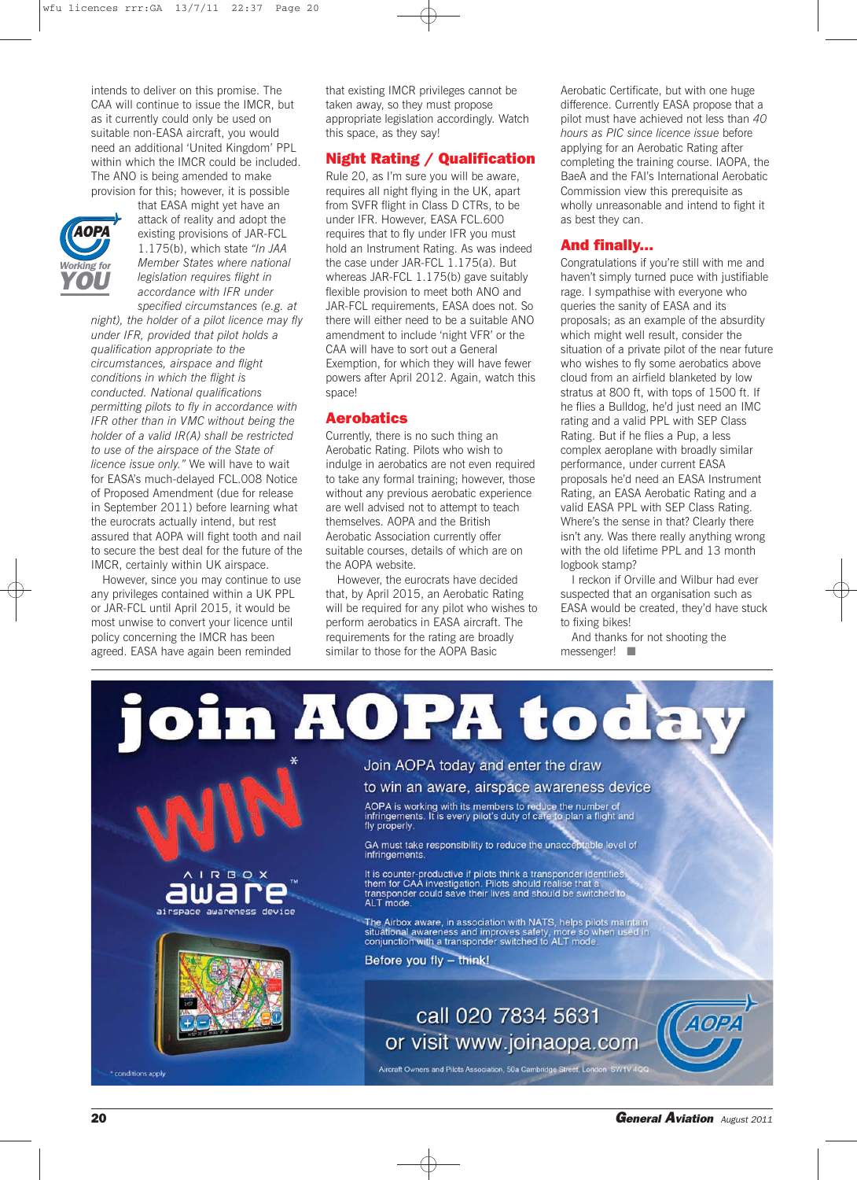intends to deliver on this promise. The CAA will continue to issue the IMCR, but as it currently could only be used on suitable non-EASA aircraft, you would need an additional 'United Kingdom' PPL within which the IMCR could be included. The ANO is being amended to make provision for this; however, it is possible that EASA might yet have an attack of reality and adopt the existing provisions of JAR-FCL 1.175(b), which state *"In JAA Member States where national legislation requires flight in accordance with IFR under specified circumstances (e.g. at night), the holder of a pilot licence may fly under IFR, provided that pilot holds a qualification appropriate to the circumstances, airspace and flight conditions in which the flight is conducted. National qualifications permitting pilots to fly in accordance with IFR other than in VMC without being the holder of a valid IR(A) shall be restricted to use of the airspace of the State of licence issue only."* We will have to wait for EASA's much-delayed FCL.008 Notice of Proposed Amendment (due for release in September 2011) before learning what the eurocrats actually intend, but rest assured that AOPA will fight tooth and nail to secure the best deal for the future of the IMCR, certainly within UK airspace.

However, since you may continue to use any privileges contained within a UK PPL or JAR-FCL until April 2015, it would be most unwise to convert your licence until policy concerning the IMCR has been agreed. EASA have again been reminded that existing IMCR privileges cannot be taken away, so they must propose appropriate legislation accordingly. Watch this space, as they say!

## Night Rating / Qualification

Rule 20, as I'm sure you will be aware, requires all night flying in the UK, apart from SVFR flight in Class D CTRs, to be under IFR. However, EASA FCL.600 requires that to fly under IFR you must hold an Instrument Rating. As was indeed the case under JAR-FCL 1.175(a). But whereas JAR-FCL 1.175(b) gave suitably flexible provision to meet both ANO and JAR-FCL requirements, EASA does not. So there will either need to be a suitable ANO amendment to include 'night VFR' or the CAA will have to sort out a General Exemption, for which they will have fewer powers after April 2012. Again, watch this space!

## Aerobatics

Currently, there is no such thing an Aerobatic Rating. Pilots who wish to indulge in aerobatics are not even required to take any formal training; however, those without any previous aerobatic experience are well advised not to attempt to teach themselves. AOPA and the British Aerobatic Association currently offer suitable courses, details of which are on the AOPA website.

However, the eurocrats have decided that, by April 2015, an Aerobatic Rating will be required for any pilot who wishes to perform aerobatics in EASA aircraft. The requirements for the rating are broadly similar to those for the AOPA Basic Aerobatic Certificate, but with one huge difference. Currently EASA propose that a pilot must have achieved not less than *40 hours as PIC since licence issue* before applying for an Aerobatic Rating after completing the training course. IAOPA, the BaeA and the FAI's International Aerobatic Commission view this prerequisite as wholly unreasonable and intend to fight it as best they can.

## And finally...

Congratulations if you're still with me and haven't simply turned puce with justifiable rage. I sympathise with everyone who queries the sanity of EASA and its proposals; as an example of the absurdity which might well result, consider the situation of a private pilot of the near future who wishes to fly some aerobatics above cloud from an airfield blanketed by low stratus at 800 ft, with tops of 1500 ft. If he flies a Bulldog, he'd just need an IMC rating and a valid PPL with SEP Class Rating. But if he flies a Pup, a less complex aeroplane with broadly similar performance, under current EASA proposals he'd need an EASA Instrument Rating, an EASA Aerobatic Rating and a valid EASA PPL with SEP Class Rating. Where's the sense in that? Clearly there isn't any. Was there really anything wrong with the old lifetime PPL and 13 month logbook stamp?

I reckon if Orville and Wilbur had ever suspected that an organisation such as EASA would be created, they'd have stuck to fixing bikes!

And thanks for not shooting the messenger! ■

# join AOPA today

WIN*

AIRBOX aware™ airspace awareness device

Join AOPA today and enter the draw to win an aware, airspace awareness device

AOPA is working with its members to reduce the number of infringements. It is every pilot's duty of care to plan a flight and fly properly.

GA must take responsibility to reduce the unacceptable level of infringements.

It is counter-productive if pilots think a transponder identifies them for CAA investigation. Pilots should realise that a transponder could save their lives and should be switched to ALT mode.

The Airbox aware, in association with NATS, helps pilots maintain situational awareness and improves safety, more so when used in conjunction with a transponder switched to ALT mode.

Before you fly – think!

call 020 7834 5631
or visit www.joinaopa.com

Aircraft Owners and Pilots Association, 50a Cambridge Street, London SW1V 4QQ

* conditions apply